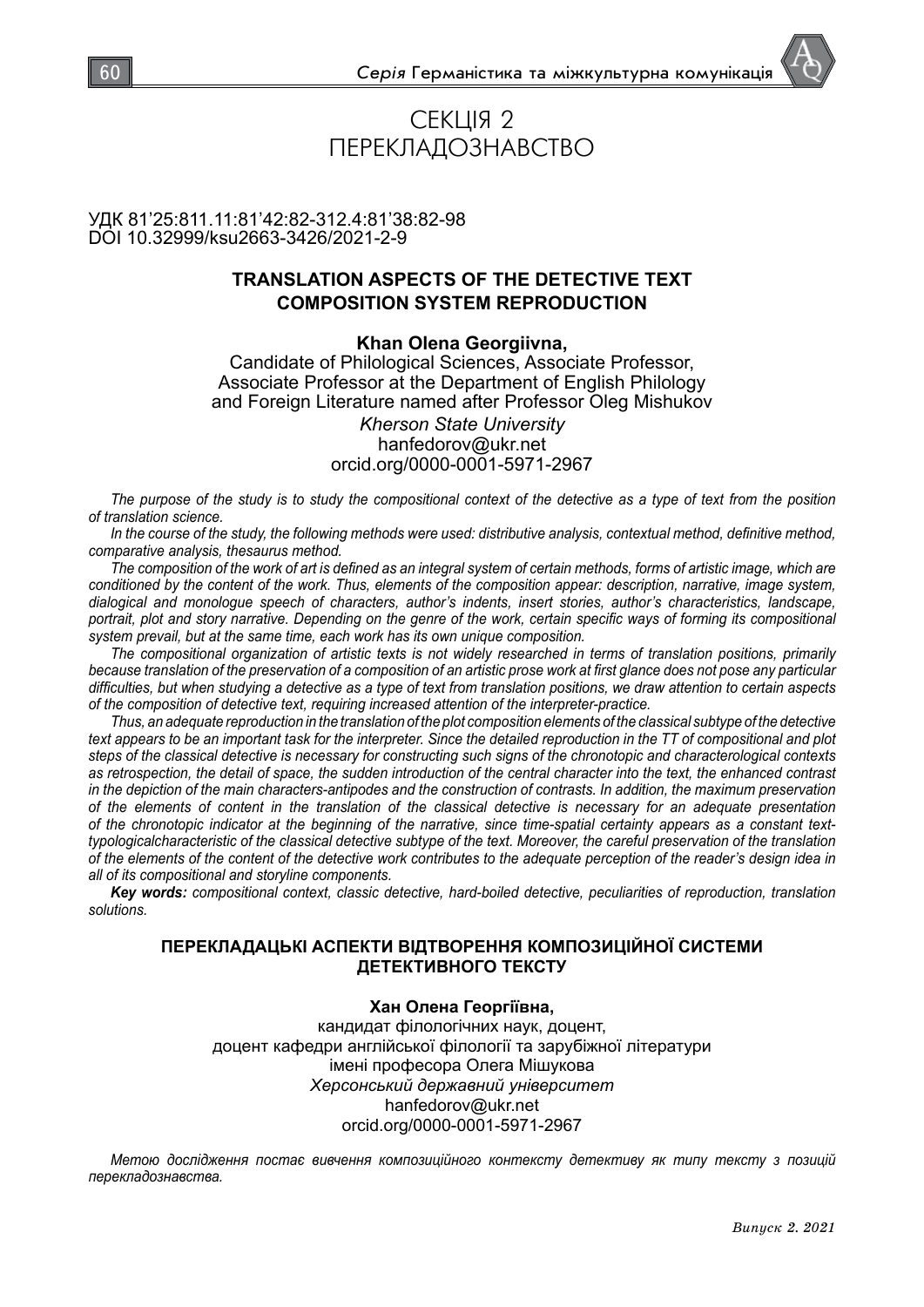# СЕКЦІЯ 2
# ПЕРЕКЛАДОЗНАВСТВО

УДК 81'25:811.11:81'42:82-312.4:81'38:82-98
DOI 10.32999/ksu2663-3426/2021-2-9

## TRANSLATION ASPECTS OF THE DETECTIVE TEXT COMPOSITION SYSTEM REPRODUCTION

**Khan Olena Georgiivna,**
Candidate of Philological Sciences, Associate Professor,
Associate Professor at the Department of English Philology
and Foreign Literature named after Professor Oleg Mishukov
*Kherson State University*
hanfedorov@ukr.net
orcid.org/0000-0001-5971-2967

*The purpose of the study is to study the compositional context of the detective as a type of text from the position of translation science.*

*In the course of the study, the following methods were used: distributive analysis, contextual method, definitive method, comparative analysis, thesaurus method.*

*The composition of the work of art is defined as an integral system of certain methods, forms of artistic image, which are conditioned by the content of the work. Thus, elements of the composition appear: description, narrative, image system, dialogical and monologue speech of characters, author's indents, insert stories, author's characteristics, landscape, portrait, plot and story narrative. Depending on the genre of the work, certain specific ways of forming its compositional system prevail, but at the same time, each work has its own unique composition.*

*The compositional organization of artistic texts is not widely researched in terms of translation positions, primarily because translation of the preservation of a composition of an artistic prose work at first glance does not pose any particular difficulties, but when studying a detective as a type of text from translation positions, we draw attention to certain aspects of the composition of detective text, requiring increased attention of the interpreter-practice.*

*Thus, an adequate reproduction in the translation of the plot composition elements of the classical subtype of the detective text appears to be an important task for the interpreter. Since the detailed reproduction in the TT of compositional and plot steps of the classical detective is necessary for constructing such signs of the chronotopic and characterological contexts as retrospection, the detail of space, the sudden introduction of the central character into the text, the enhanced contrast in the depiction of the main characters-antipodes and the construction of contrasts. In addition, the maximum preservation of the elements of content in the translation of the classical detective is necessary for an adequate presentation of the chronotopic indicator at the beginning of the narrative, since time-spatial certainty appears as a constant text-typologicalcharacteristic of the classical detective subtype of the text. Moreover, the careful preservation of the translation of the elements of the content of the detective work contributes to the adequate perception of the reader's design idea in all of its compositional and storyline components.*

***Key words:*** *compositional context, classic detective, hard-boiled detective, peculiarities of reproduction, translation solutions.*

## ПЕРЕКЛАДАЦЬКІ АСПЕКТИ ВІДТВОРЕННЯ КОМПОЗИЦІЙНОЇ СИСТЕМИ ДЕТЕКТИВНОГО ТЕКСТУ

**Хан Олена Георгіївна,**
кандидат філологічних наук, доцент,
доцент кафедри англійської філології та зарубіжної літератури
імені професора Олега Мішукова
*Херсонський державний університет*
hanfedorov@ukr.net
orcid.org/0000-0001-5971-2967

*Метою дослідження постає вивчення композиційного контексту детективу як типу тексту з позицій перекладознавства.*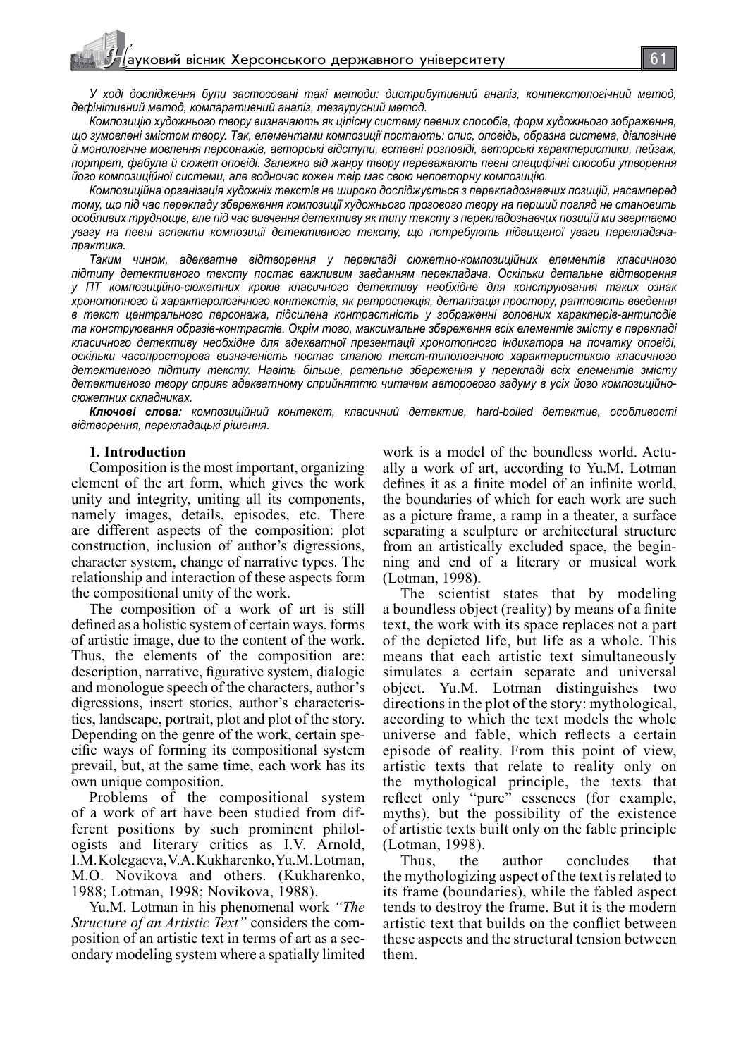*У ході дослідження були застосовані такі методи: дистрибутивний аналіз, контекстологічний метод, дефінітивний метод, компаративний аналіз, тезаурусний метод.*

*Композицію художнього твору визначають як цілісну систему певних способів, форм художнього зображення, що зумовлені змістом твору. Так, елементами композиції постають: опис, оповідь, образна система, діалогічне й монологічне мовлення персонажів, авторські відступи, вставні розповіді, авторські характеристики, пейзаж, портрет, фабула й сюжет оповіді. Залежно від жанру твору переважають певні специфічні способи утворення його композиційної системи, але водночас кожен твір має свою неповторну композицію.*

*Композиційна організація художніх текстів не широко досліджується з перекладознавчих позицій, насамперед тому, що під час перекладу збереження композиції художнього прозового твору на перший погляд не становить особливих труднощів, але під час вивчення детективу як типу тексту з перекладознавчих позицій ми звертаємо увагу на певні аспекти композиції детективного тексту, що потребують підвищеної уваги перекладача-практика.*

*Таким чином, адекватне відтворення у перекладі сюжетно-композиційних елементів класичного підтипу детективного тексту постає важливим завданням перекладача. Оскільки детальне відтворення у ПТ композиційно-сюжетних кроків класичного детективу необхідне для конструювання таких ознак хронотопного й характерологічного контекстів, як ретроспекція, деталізація простору, раптовість введення в текст центрального персонажа, підсилена контрастність у зображенні головних характерів-антиподів та конструювання образів-контрастів. Окрім того, максимальне збереження всіх елементів змісту в перекладі класичного детективу необхідне для адекватної презентації хронотопного індикатора на початку оповіді, оскільки часопросторова визначеність постає сталою текст-типологічною характеристикою класичного детективного підтипу тексту. Навіть більше, ретельне збереження у перекладі всіх елементів змісту детективного твору сприяє адекватному сприйняттю читачем авторового задуму в усіх його композиційно-сюжетних складниках.*

***Ключові слова:** композиційний контекст, класичний детектив, hard-boiled детектив, особливості відтворення, перекладацькі рішення.*

## 1. Introduction

Composition is the most important, organizing element of the art form, which gives the work unity and integrity, uniting all its components, namely images, details, episodes, etc. There are different aspects of the composition: plot construction, inclusion of author's digressions, character system, change of narrative types. The relationship and interaction of these aspects form the compositional unity of the work.

The composition of a work of art is still defined as a holistic system of certain ways, forms of artistic image, due to the content of the work. Thus, the elements of the composition are: description, narrative, figurative system, dialogic and monologue speech of the characters, author's digressions, insert stories, author's characteristics, landscape, portrait, plot and plot of the story. Depending on the genre of the work, certain specific ways of forming its compositional system prevail, but, at the same time, each work has its own unique composition.

Problems of the compositional system of a work of art have been studied from different positions by such prominent philologists and literary critics as I.V. Arnold, I.M. Kolegaeva, V.A. Kukharenko, Yu.M. Lotman, M.O. Novikova and others. (Kukharenko, 1988; Lotman, 1998; Novikova, 1988).

Yu.M. Lotman in his phenomenal work *"The Structure of an Artistic Text"* considers the composition of an artistic text in terms of art as a secondary modeling system where a spatially limited work is a model of the boundless world. Actually a work of art, according to Yu.M. Lotman defines it as a finite model of an infinite world, the boundaries of which for each work are such as a picture frame, a ramp in a theater, a surface separating a sculpture or architectural structure from an artistically excluded space, the beginning and end of a literary or musical work (Lotman, 1998).

The scientist states that by modeling a boundless object (reality) by means of a finite text, the work with its space replaces not a part of the depicted life, but life as a whole. This means that each artistic text simultaneously simulates a certain separate and universal object. Yu.M. Lotman distinguishes two directions in the plot of the story: mythological, according to which the text models the whole universe and fable, which reflects a certain episode of reality. From this point of view, artistic texts that relate to reality only on the mythological principle, the texts that reflect only "pure" essences (for example, myths), but the possibility of the existence of artistic texts built only on the fable principle (Lotman, 1998).

Thus, the author concludes that the mythologizing aspect of the text is related to its frame (boundaries), while the fabled aspect tends to destroy the frame. But it is the modern artistic text that builds on the conflict between these aspects and the structural tension between them.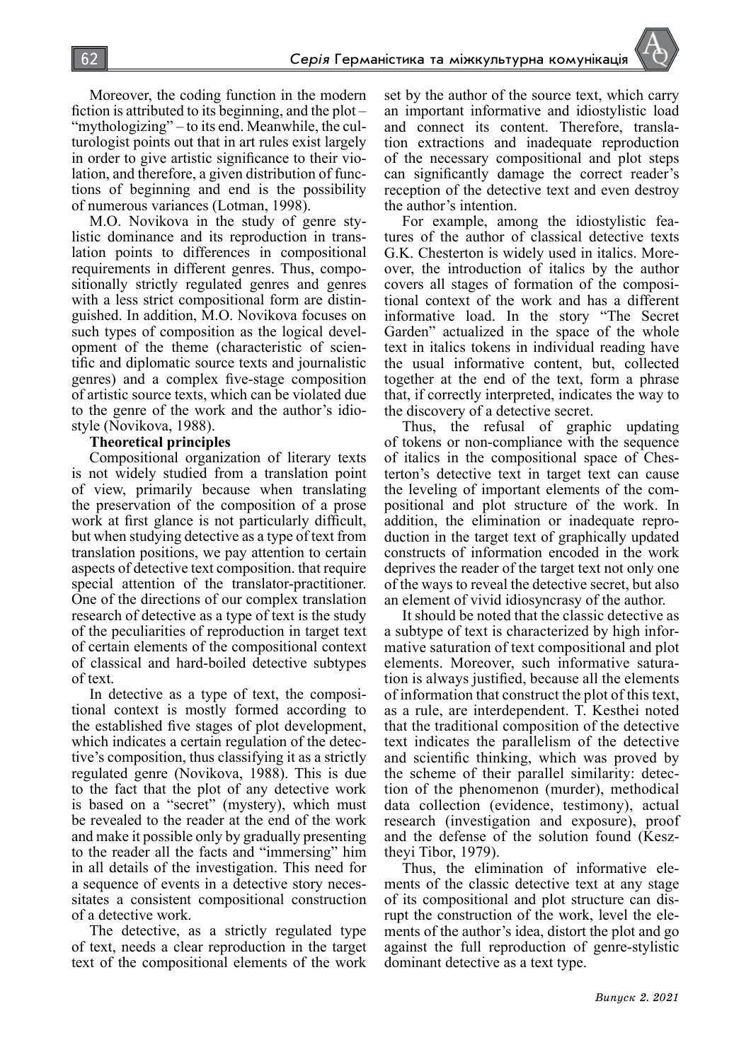Moreover, the coding function in the modern fiction is attributed to its beginning, and the plot – "mythologizing" – to its end. Meanwhile, the culturologist points out that in art rules exist largely in order to give artistic significance to their violation, and therefore, a given distribution of functions of beginning and end is the possibility of numerous variances (Lotman, 1998).

M.O. Novikova in the study of genre stylistic dominance and its reproduction in translation points to differences in compositional requirements in different genres. Thus, compositionally strictly regulated genres and genres with a less strict compositional form are distinguished. In addition, M.O. Novikova focuses on such types of composition as the logical development of the theme (characteristic of scientific and diplomatic source texts and journalistic genres) and a complex five-stage composition of artistic source texts, which can be violated due to the genre of the work and the author's idiostyle (Novikova, 1988).

**Theoretical principles**

Compositional organization of literary texts is not widely studied from a translation point of view, primarily because when translating the preservation of the composition of a prose work at first glance is not particularly difficult, but when studying detective as a type of text from translation positions, we pay attention to certain aspects of detective text composition. that require special attention of the translator-practitioner. One of the directions of our complex translation research of detective as a type of text is the study of the peculiarities of reproduction in target text of certain elements of the compositional context of classical and hard-boiled detective subtypes of text.

In detective as a type of text, the compositional context is mostly formed according to the established five stages of plot development, which indicates a certain regulation of the detective's composition, thus classifying it as a strictly regulated genre (Novikova, 1988). This is due to the fact that the plot of any detective work is based on a "secret" (mystery), which must be revealed to the reader at the end of the work and make it possible only by gradually presenting to the reader all the facts and "immersing" him in all details of the investigation. This need for a sequence of events in a detective story necessitates a consistent compositional construction of a detective work.

The detective, as a strictly regulated type of text, needs a clear reproduction in the target text of the compositional elements of the work set by the author of the source text, which carry an important informative and idiostylistic load and connect its content. Therefore, translation extractions and inadequate reproduction of the necessary compositional and plot steps can significantly damage the correct reader's reception of the detective text and even destroy the author's intention.

For example, among the idiostylistic features of the author of classical detective texts G.K. Chesterton is widely used in italics. Moreover, the introduction of italics by the author covers all stages of formation of the compositional context of the work and has a different informative load. In the story "The Secret Garden" actualized in the space of the whole text in italics tokens in individual reading have the usual informative content, but, collected together at the end of the text, form a phrase that, if correctly interpreted, indicates the way to the discovery of a detective secret.

Thus, the refusal of graphic updating of tokens or non-compliance with the sequence of italics in the compositional space of Chesterton's detective text in target text can cause the leveling of important elements of the compositional and plot structure of the work. In addition, the elimination or inadequate reproduction in the target text of graphically updated constructs of information encoded in the work deprives the reader of the target text not only one of the ways to reveal the detective secret, but also an element of vivid idiosyncrasy of the author.

It should be noted that the classic detective as a subtype of text is characterized by high informative saturation of text compositional and plot elements. Moreover, such informative saturation is always justified, because all the elements of information that construct the plot of this text, as a rule, are interdependent. T. Kesthei noted that the traditional composition of the detective text indicates the parallelism of the detective and scientific thinking, which was proved by the scheme of their parallel similarity: detection of the phenomenon (murder), methodical data collection (evidence, testimony), actual research (investigation and exposure), proof and the defense of the solution found (Keszthеyi Tibor, 1979).

Thus, the elimination of informative elements of the classic detective text at any stage of its compositional and plot structure can disrupt the construction of the work, level the elements of the author's idea, distort the plot and go against the full reproduction of genre-stylistic dominant detective as a text type.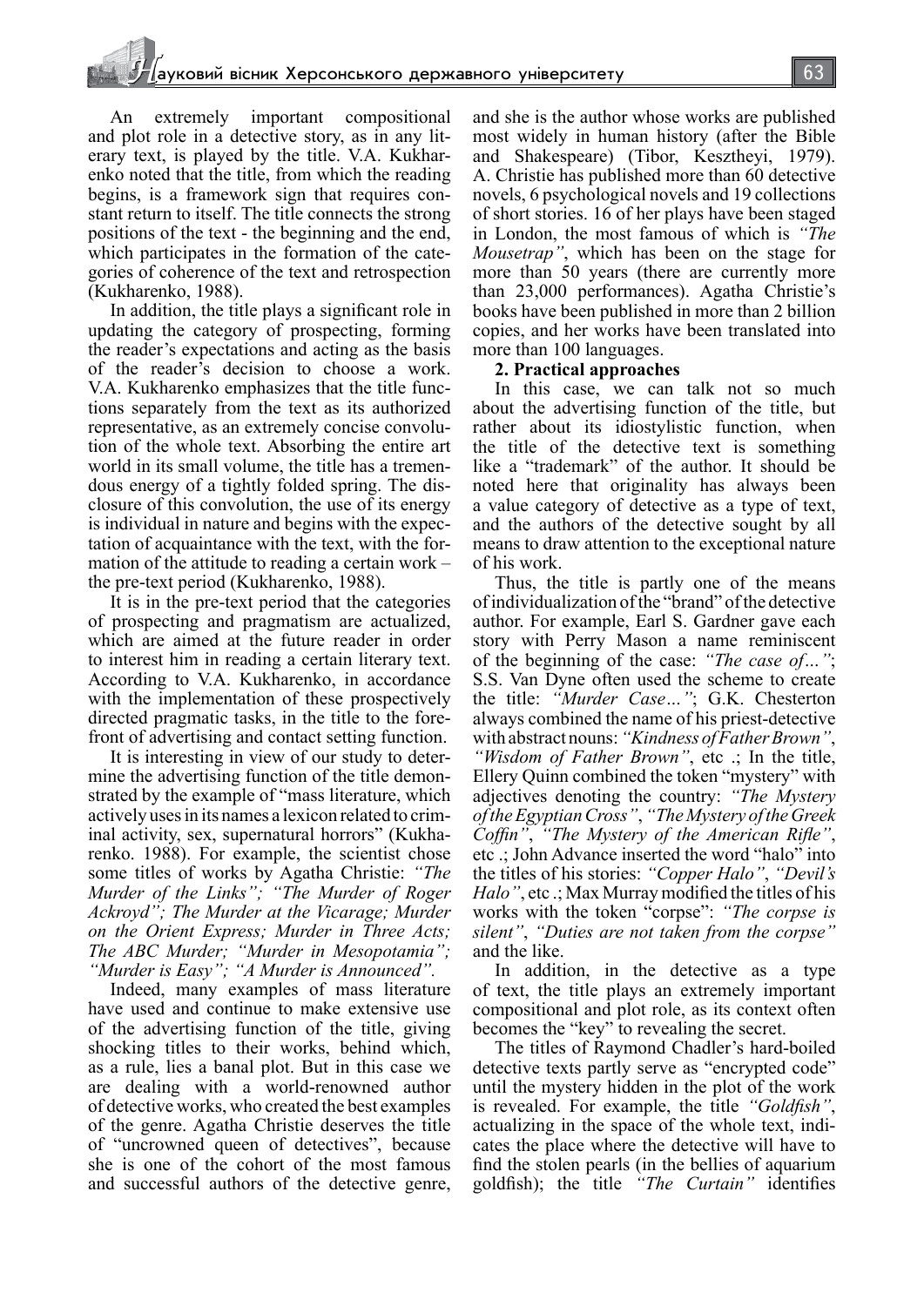An extremely important compositional and plot role in a detective story, as in any literary text, is played by the title. V.A. Kukharenko noted that the title, from which the reading begins, is a framework sign that requires constant return to itself. The title connects the strong positions of the text - the beginning and the end, which participates in the formation of the categories of coherence of the text and retrospection (Kukharenko, 1988).

In addition, the title plays a significant role in updating the category of prospecting, forming the reader's expectations and acting as the basis of the reader's decision to choose a work. V.A. Kukharenko emphasizes that the title functions separately from the text as its authorized representative, as an extremely concise convolution of the whole text. Absorbing the entire art world in its small volume, the title has a tremendous energy of a tightly folded spring. The disclosure of this convolution, the use of its energy is individual in nature and begins with the expectation of acquaintance with the text, with the formation of the attitude to reading a certain work – the pre-text period (Kukharenko, 1988).

It is in the pre-text period that the categories of prospecting and pragmatism are actualized, which are aimed at the future reader in order to interest him in reading a certain literary text. According to V.A. Kukharenko, in accordance with the implementation of these prospectively directed pragmatic tasks, in the title to the forefront of advertising and contact setting function.

It is interesting in view of our study to determine the advertising function of the title demonstrated by the example of "mass literature, which actively uses in its names a lexicon related to criminal activity, sex, supernatural horrors" (Kukharenko. 1988). For example, the scientist chose some titles of works by Agatha Christie: *"The Murder of the Links"; "The Murder of Roger Ackroyd"; The Murder at the Vicarage; Murder on the Orient Express; Murder in Three Acts; The ABC Murder; "Murder in Mesopotamia"; "Murder is Easy"; "A Murder is Announced".*

Indeed, many examples of mass literature have used and continue to make extensive use of the advertising function of the title, giving shocking titles to their works, behind which, as a rule, lies a banal plot. But in this case we are dealing with a world-renowned author of detective works, who created the best examples of the genre. Agatha Christie deserves the title of "uncrowned queen of detectives", because she is one of the cohort of the most famous and successful authors of the detective genre, and she is the author whose works are published most widely in human history (after the Bible and Shakespeare) (Tibor, Keszthеyi, 1979). A. Christie has published more than 60 detective novels, 6 psychological novels and 19 collections of short stories. 16 of her plays have been staged in London, the most famous of which is *"The Mousetrap"*, which has been on the stage for more than 50 years (there are currently more than 23,000 performances). Agatha Christie's books have been published in more than 2 billion copies, and her works have been translated into more than 100 languages.

**2. Practical approaches**

In this case, we can talk not so much about the advertising function of the title, but rather about its idiostylistic function, when the title of the detective text is something like a "trademark" of the author. It should be noted here that originality has always been a value category of detective as a type of text, and the authors of the detective sought by all means to draw attention to the exceptional nature of his work.

Thus, the title is partly one of the means of individualization of the "brand" of the detective author. For example, Earl S. Gardner gave each story with Perry Mason a name reminiscent of the beginning of the case: *"The case of…"*; S.S. Van Dyne often used the scheme to create the title: *"Murder Case…"*; G.K. Chesterton always combined the name of his priest-detective with abstract nouns: *"Kindness of Father Brown"*, *"Wisdom of Father Brown"*, etc .; In the title, Ellery Quinn combined the token "mystery" with adjectives denoting the country: *"The Mystery of the Egyptian Cross"*, *"The Mystery of the Greek Coffin"*, *"The Mystery of the American Rifle"*, etc .; John Advance inserted the word "halo" into the titles of his stories: *"Copper Halo"*, *"Devil's Halo"*, etc .; Max Murray modified the titles of his works with the token "corpse": *"The corpse is silent"*, *"Duties are not taken from the corpse"* and the like.

In addition, in the detective as a type of text, the title plays an extremely important compositional and plot role, as its context often becomes the "key" to revealing the secret.

The titles of Raymond Chadler's hard-boiled detective texts partly serve as "encrypted code" until the mystery hidden in the plot of the work is revealed. For example, the title *"Goldfish"*, actualizing in the space of the whole text, indicates the place where the detective will have to find the stolen pearls (in the bellies of aquarium goldfish); the title *"The Curtain"* identifies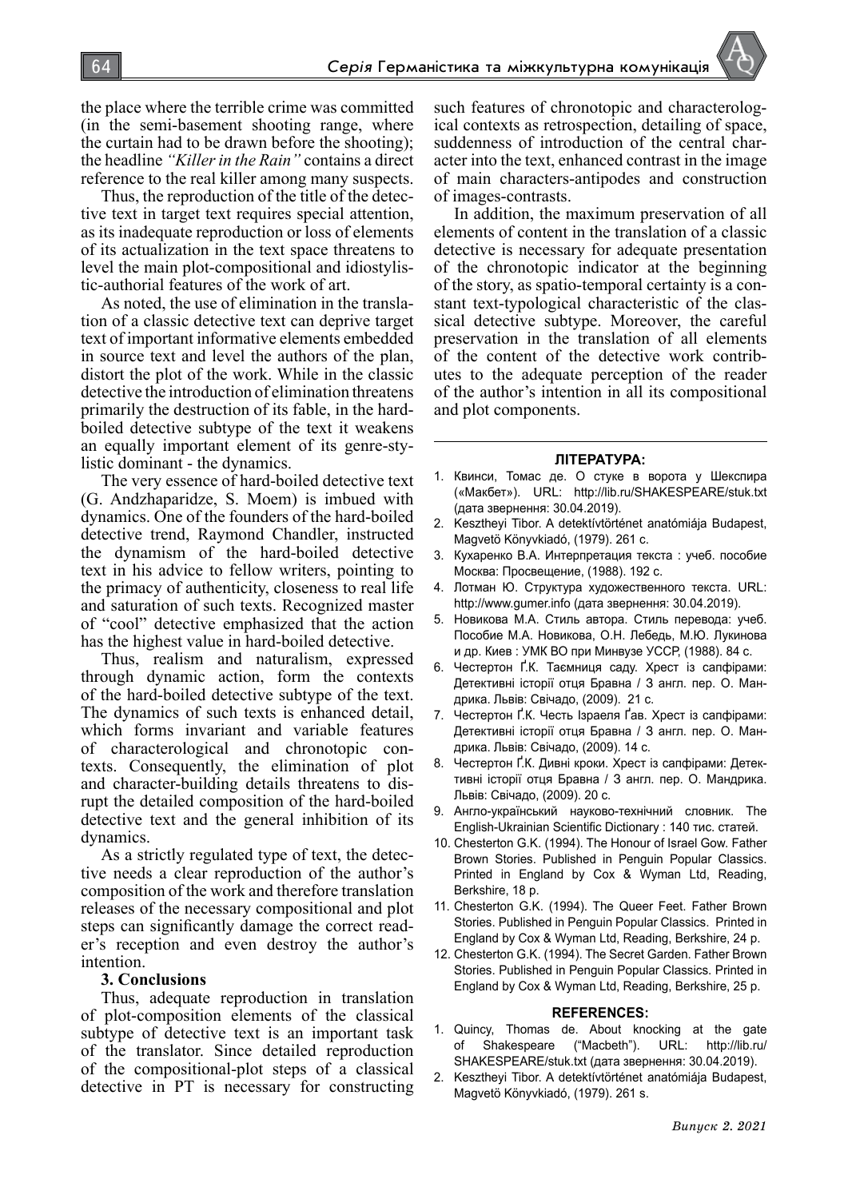the place where the terrible crime was committed (in the semi-basement shooting range, where the curtain had to be drawn before the shooting); the headline *"Killer in the Rain"* contains a direct reference to the real killer among many suspects.

Thus, the reproduction of the title of the detective text in target text requires special attention, as its inadequate reproduction or loss of elements of its actualization in the text space threatens to level the main plot-compositional and idiostylistic-authorial features of the work of art.

As noted, the use of elimination in the translation of a classic detective text can deprive target text of important informative elements embedded in source text and level the authors of the plan, distort the plot of the work. While in the classic detective the introduction of elimination threatens primarily the destruction of its fable, in the hard-boiled detective subtype of the text it weakens an equally important element of its genre-stylistic dominant - the dynamics.

The very essence of hard-boiled detective text (G. Andzhaparidze, S. Moem) is imbued with dynamics. One of the founders of the hard-boiled detective trend, Raymond Chandler, instructed the dynamism of the hard-boiled detective text in his advice to fellow writers, pointing to the primacy of authenticity, closeness to real life and saturation of such texts. Recognized master of "cool" detective emphasized that the action has the highest value in hard-boiled detective.

Thus, realism and naturalism, expressed through dynamic action, form the contexts of the hard-boiled detective subtype of the text. The dynamics of such texts is enhanced detail, which forms invariant and variable features of characterological and chronotopic contexts. Consequently, the elimination of plot and character-building details threatens to disrupt the detailed composition of the hard-boiled detective text and the general inhibition of its dynamics.

As a strictly regulated type of text, the detective needs a clear reproduction of the author's composition of the work and therefore translation releases of the necessary compositional and plot steps can significantly damage the correct reader's reception and even destroy the author's intention.

### 3. Conclusions

Thus, adequate reproduction in translation of plot-composition elements of the classical subtype of detective text is an important task of the translator. Since detailed reproduction of the compositional-plot steps of a classical detective in PT is necessary for constructing such features of chronotopic and characterological contexts as retrospection, detailing of space, suddenness of introduction of the central character into the text, enhanced contrast in the image of main characters-antipodes and construction of images-contrasts.

In addition, the maximum preservation of all elements of content in the translation of a classic detective is necessary for adequate presentation of the chronotopic indicator at the beginning of the story, as spatio-temporal certainty is a constant text-typological characteristic of the classical detective subtype. Moreover, the careful preservation in the translation of all elements of the content of the detective work contributes to the adequate perception of the reader of the author's intention in all its compositional and plot components.

### ЛІТЕРАТУРА:

1. Квинси, Томас де. О стуке в ворота у Шекспира («Макбет»). URL: http://lib.ru/SHAKESPEARE/stuk.txt (дата звернення: 30.04.2019).
2. Kesztheyi Tibor. A detektívtörtének anatómiája Budapest, Magvetö Könyvkiadó, (1979). 261 с.
3. Кухаренко В.А. Интерпретация текста : учеб. пособие Москва: Просвещение, (1988). 192 с.
4. Лотман Ю. Структура художественного текста. URL: http://www.gumer.info (дата звернення: 30.04.2019).
5. Новикова М.А. Стиль автора. Стиль перевода: учеб. Пособие М.А. Новикова, О.Н. Лебедь, М.Ю. Лукинова и др. Киев : УМК ВО при Минвузе УССР, (1988). 84 с.
6. Честертон Ґ.К. Таємниця саду. Хрест із сапфірами: Детективні історії отця Бравна / З англ. пер. О. Мандрика. Львів: Свічадо, (2009). 21 с.
7. Честертон Ґ.К. Честь Ізраеля Ґав. Хрест із сапфірами: Детективні історії отця Бравна / З англ. пер. О. Мандрика. Львів: Свічадо, (2009). 14 с.
8. Честертон Ґ.К. Дивні кроки. Хрест із сапфірами: Детективні історії отця Бравна / З англ. пер. О. Мандрика. Львів: Свічадо, (2009). 20 с.
9. Англо-український науково-технічний словник. The English-Ukrainian Scientific Dictionary : 140 тис. статей.
10. Chesterton G.K. (1994). The Honour of Israel Gow. Father Brown Stories. Published in Penguin Popular Classics. Printed in England by Cox & Wyman Ltd, Reading, Berkshire, 18 p.
11. Chesterton G.K. (1994). The Queer Feet. Father Brown Stories. Published in Penguin Popular Classics. Printed in England by Cox & Wyman Ltd, Reading, Berkshire, 24 p.
12. Chesterton G.K. (1994). The Secret Garden. Father Brown Stories. Published in Penguin Popular Classics. Printed in England by Cox & Wyman Ltd, Reading, Berkshire, 25 p.

### REFERENCES:

1. Quincy, Thomas de. About knocking at the gate of Shakespeare ("Macbeth"). URL: http://lib.ru/SHAKESPEARE/stuk.txt (дата звернення: 30.04.2019).
2. Kesztheyi Tibor. A detektívtörtének anatómiája Budapest, Magvetö Könyvkiadó, (1979). 261 s.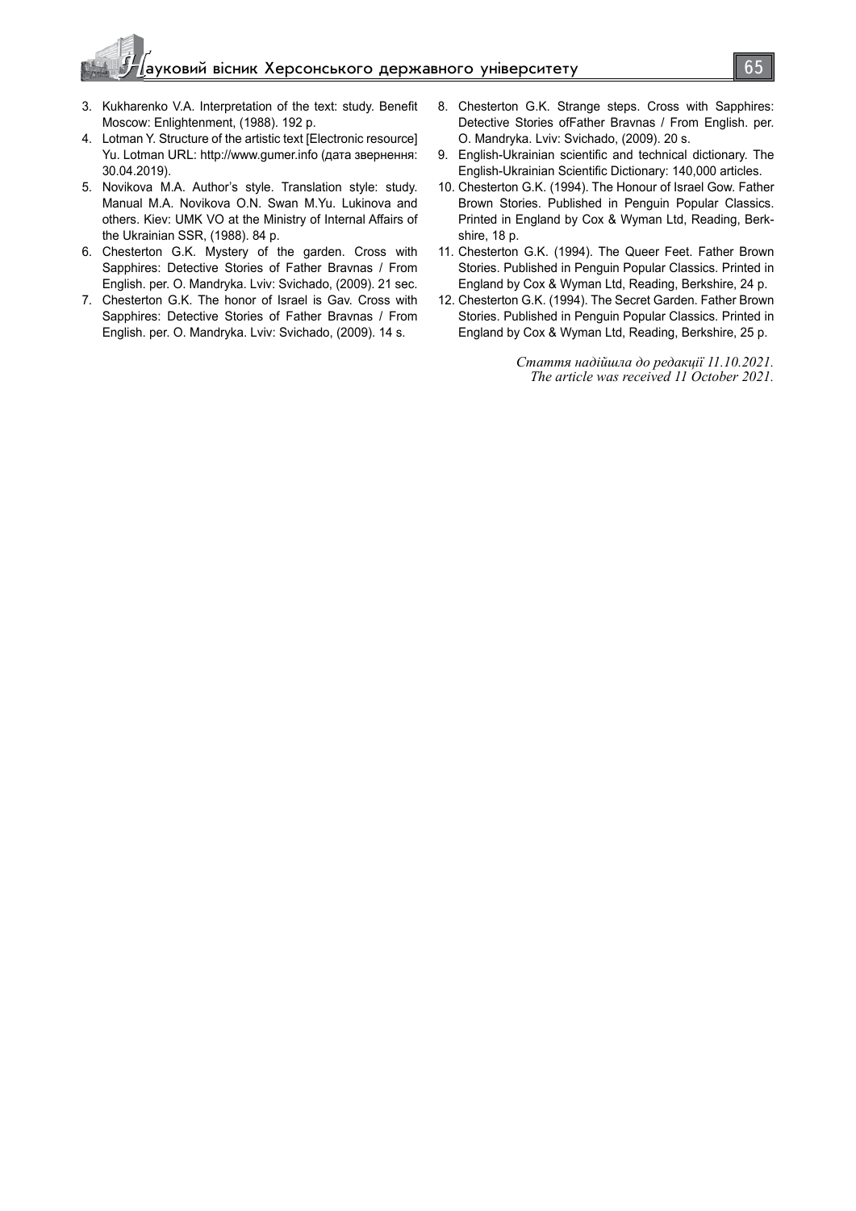3. Kukharenko V.A. Interpretation of the text: study. Benefit Moscow: Enlightenment, (1988). 192 p.
4. Lotman Y. Structure of the artistic text [Electronic resource] Yu. Lotman URL: http://www.gumer.info (дата звернення: 30.04.2019).
5. Novikova M.A. Author's style. Translation style: study. Manual M.A. Novikova O.N. Swan M.Yu. Lukinova and others. Kiev: UMK VO at the Ministry of Internal Affairs of the Ukrainian SSR, (1988). 84 p.
6. Chesterton G.K. Mystery of the garden. Cross with Sapphires: Detective Stories of Father Bravnas / From English. per. O. Mandryka. Lviv: Svichado, (2009). 21 sec.
7. Chesterton G.K. The honor of Israel is Gav. Cross with Sapphires: Detective Stories of Father Bravnas / From English. per. O. Mandryka. Lviv: Svichado, (2009). 14 s.
8. Chesterton G.K. Strange steps. Cross with Sapphires: Detective Stories ofFather Bravnas / From English. per. O. Mandryka. Lviv: Svichado, (2009). 20 s.
9. English-Ukrainian scientific and technical dictionary. The English-Ukrainian Scientific Dictionary: 140,000 articles.
10. Chesterton G.K. (1994). The Honour of Israel Gow. Father Brown Stories. Published in Penguin Popular Classics. Printed in England by Cox & Wyman Ltd, Reading, Berkshire, 18 p.
11. Chesterton G.K. (1994). The Queer Feet. Father Brown Stories. Published in Penguin Popular Classics. Printed in England by Cox & Wyman Ltd, Reading, Berkshire, 24 p.
12. Chesterton G.K. (1994). The Secret Garden. Father Brown Stories. Published in Penguin Popular Classics. Printed in England by Cox & Wyman Ltd, Reading, Berkshire, 25 p.

*Стаття надійшла до редакції 11.10.2021.*
*The article was received 11 October 2021.*